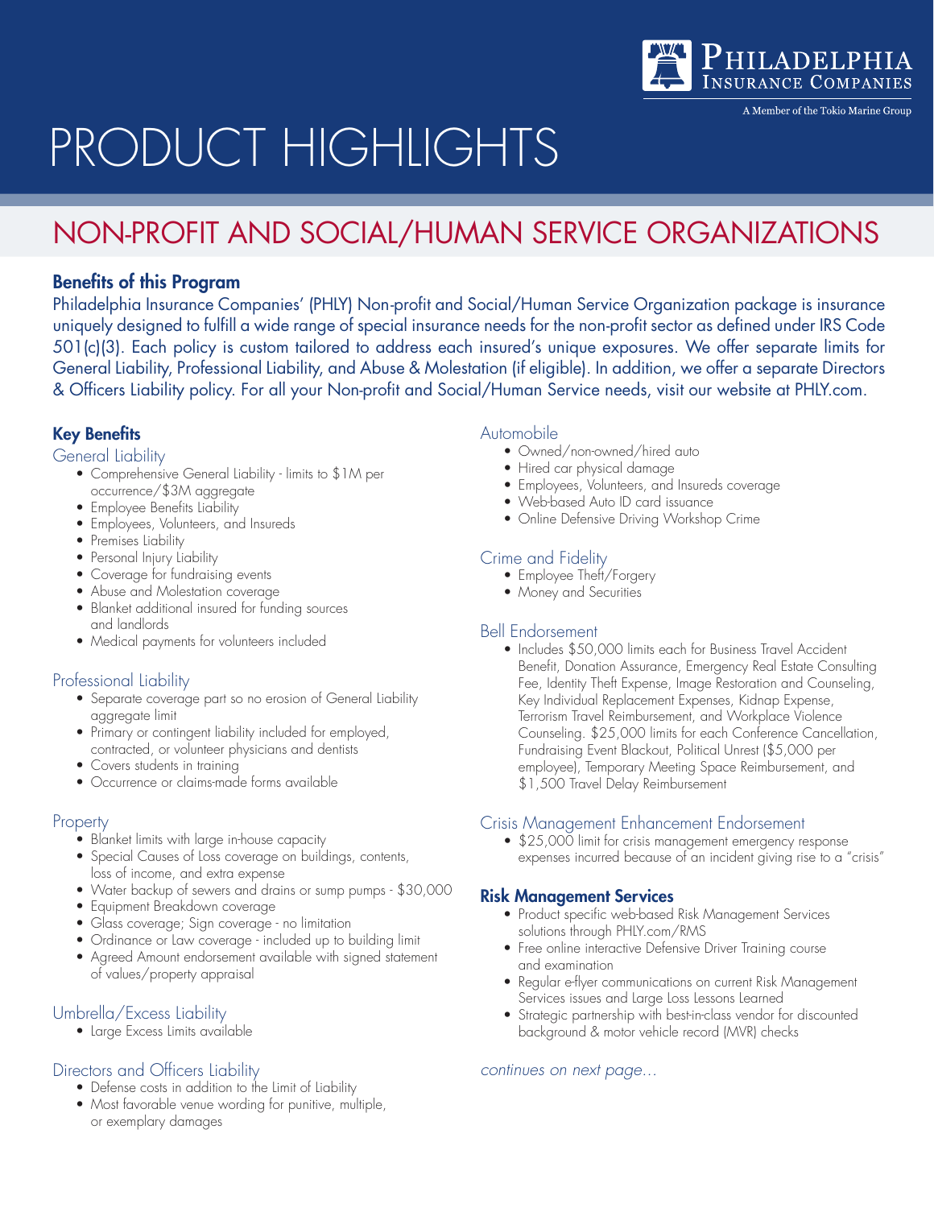# PRODUCT HIGHLIGHTS

## NON-PROFIT AND SOCIAL/HUMAN SERVICE ORGANIZATIONS

### Benefits of this Program

Philadelphia Insurance Companies' (PHLY) Non-profit and Social/Human Service Organization package is insurance uniquely designed to fulfill a wide range of special insurance needs for the non-profit sector as defined under IRS Code 501(c)(3). Each policy is custom tailored to address each insured's unique exposures. We offer separate limits for General Liability, Professional Liability, and Abuse & Molestation (if eligible). In addition, we offer a separate Directors & Officers Liability policy. For all your Non-profit and Social/Human Service needs, visit our website at PHLY.com.

### Key Benefits

#### General Liability

- Comprehensive General Liability - limits to $1M per occurrence/$3M aggregate
- Employee Benefits Liability
- Employees, Volunteers, and Insureds
- Premises Liability
- Personal Injury Liability
- Coverage for fundraising events
- Abuse and Molestation coverage
- Blanket additional insured for funding sources and landlords
- Medical payments for volunteers included

#### Professional Liability

- Separate coverage part so no erosion of General Liability aggregate limit
- Primary or contingent liability included for employed, contracted, or volunteer physicians and dentists
- Covers students in training
- Occurrence or claims-made forms available

#### Property

- Blanket limits with large in-house capacity
- Special Causes of Loss coverage on buildings, contents, loss of income, and extra expense
- Water backup of sewers and drains or sump pumps - $30,000
- Equipment Breakdown coverage
- Glass coverage; Sign coverage - no limitation
- Ordinance or Law coverage - included up to building limit
- Agreed Amount endorsement available with signed statement of values/property appraisal

#### Umbrella/Excess Liability

- Large Excess Limits available

#### Directors and Officers Liability

- Defense costs in addition to the Limit of Liability
- Most favorable venue wording for punitive, multiple, or exemplary damages

#### Automobile

- Owned/non-owned/hired auto
- Hired car physical damage
- Employees, Volunteers, and Insureds coverage
- Web-based Auto ID card issuance
- Online Defensive Driving Workshop Crime

#### Crime and Fidelity

- Employee Theft/Forgery
- Money and Securities

#### Bell Endorsement

- Includes $50,000 limits each for Business Travel Accident Benefit, Donation Assurance, Emergency Real Estate Consulting Fee, Identity Theft Expense, Image Restoration and Counseling, Key Individual Replacement Expenses, Kidnap Expense, Terrorism Travel Reimbursement, and Workplace Violence Counseling. $25,000 limits for each Conference Cancellation, Fundraising Event Blackout, Political Unrest ($5,000 per employee), Temporary Meeting Space Reimbursement, and $1,500 Travel Delay Reimbursement

#### Crisis Management Enhancement Endorsement

- $25,000 limit for crisis management emergency response expenses incurred because of an incident giving rise to a "crisis"

### Risk Management Services

- Product specific web-based Risk Management Services solutions through PHLY.com/RMS
- Free online interactive Defensive Driver Training course and examination
- Regular e-flyer communications on current Risk Management Services issues and Large Loss Lessons Learned
- Strategic partnership with best-in-class vendor for discounted background & motor vehicle record (MVR) checks

*continues on next page...*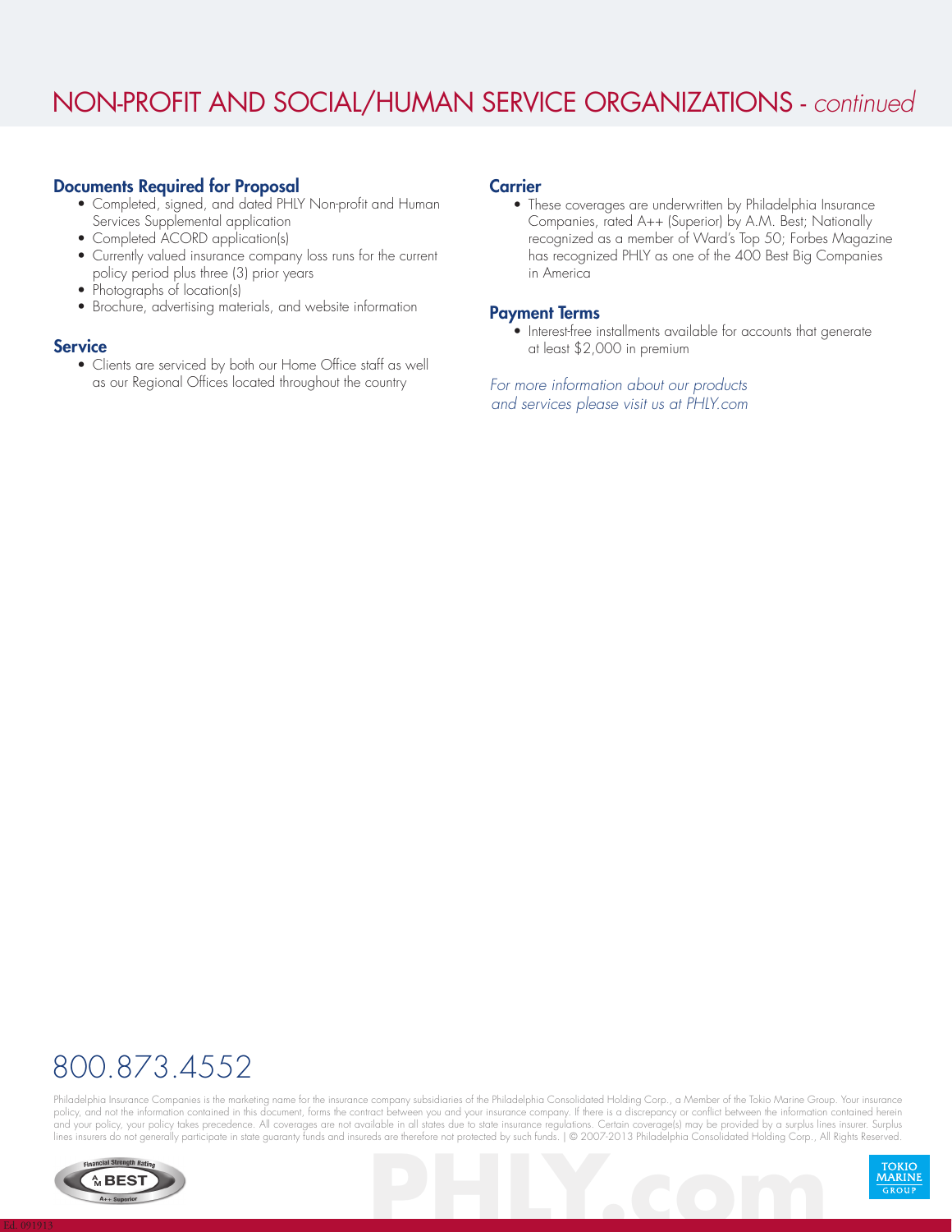# NON-PROFIT AND SOCIAL/HUMAN SERVICE ORGANIZATIONS - *continued*

## Documents Required for Proposal

- Completed, signed, and dated PHLY Non-profit and Human Services Supplemental application
- Completed ACORD application(s)
- Currently valued insurance company loss runs for the current policy period plus three (3) prior years
- Photographs of location(s)
- Brochure, advertising materials, and website information

## Service

- Clients are serviced by both our Home Office staff as well as our Regional Offices located throughout the country

## Carrier

- These coverages are underwritten by Philadelphia Insurance Companies, rated A++ (Superior) by A.M. Best; Nationally recognized as a member of Ward's Top 50; Forbes Magazine has recognized PHLY as one of the 400 Best Big Companies in America

## Payment Terms

- Interest-free installments available for accounts that generate at least $2,000 in premium

*For more information about our products and services please visit us at PHLY.com*

800.873.4552

Philadelphia Insurance Companies is the marketing name for the insurance company subsidiaries of the Philadelphia Consolidated Holding Corp., a Member of the Tokio Marine Group. Your insurance policy, and not the information contained in this document, forms the contract between you and your insurance company. If there is a discrepancy or conflict between the information contained herein and your policy, your policy takes precedence. All coverages are not available in all states due to state insurance regulations. Certain coverage(s) may be provided by a surplus lines insurer. Surplus lines insurers do not generally participate in state guaranty funds and insureds are therefore not protected by such funds. | © 2007-2013 Philadelphia Consolidated Holding Corp., All Rights Reserved.

Ed. 091913